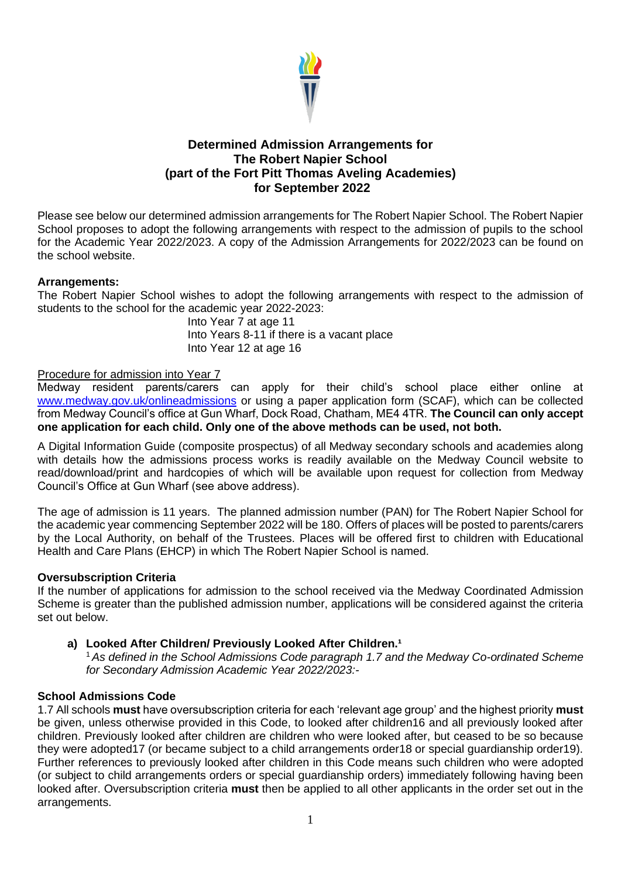# Determined Admission Arrangements for The Robert Napier School (part of the Fort Pitt Thomas Aveling Academies) for September 2022

Please see below our determined admission arrangements for The Robert Napier School. The Robert Napier School proposes to adopt the following arrangements with respect to the admission of pupils to the school for the Academic Year 2022/2023. A copy of the Admission Arrangements for 2022/2023 can be found on the school website.

**Arrangements:**
The Robert Napier School wishes to adopt the following arrangements with respect to the admission of students to the school for the academic year 2022-2023:

Into Year 7 at age 11
Into Years 8-11 if there is a vacant place
Into Year 12 at age 16

Procedure for admission into Year 7
Medway resident parents/carers can apply for their child's school place either online at www.medway.gov.uk/onlineadmissions or using a paper application form (SCAF), which can be collected from Medway Council's office at Gun Wharf, Dock Road, Chatham, ME4 4TR. **The Council can only accept one application for each child. Only one of the above methods can be used, not both.**

A Digital Information Guide (composite prospectus) of all Medway secondary schools and academies along with details how the admissions process works is readily available on the Medway Council website to read/download/print and hardcopies of which will be available upon request for collection from Medway Council's Office at Gun Wharf (see above address).

The age of admission is 11 years. The planned admission number (PAN) for The Robert Napier School for the academic year commencing September 2022 will be 180. Offers of places will be posted to parents/carers by the Local Authority, on behalf of the Trustees. Places will be offered first to children with Educational Health and Care Plans (EHCP) in which The Robert Napier School is named.

**Oversubscription Criteria**
If the number of applications for admission to the school received via the Medway Coordinated Admission Scheme is greater than the published admission number, applications will be considered against the criteria set out below.

**a) Looked After Children/ Previously Looked After Children.**[1]

[1] *As defined in the School Admissions Code paragraph 1.7 and the Medway Co-ordinated Scheme for Secondary Admission Academic Year 2022/2023:-*

**School Admissions Code**
1.7 All schools **must** have oversubscription criteria for each 'relevant age group' and the highest priority **must** be given, unless otherwise provided in this Code, to looked after children16 and all previously looked after children. Previously looked after children are children who were looked after, but ceased to be so because they were adopted17 (or became subject to a child arrangements order18 or special guardianship order19). Further references to previously looked after children in this Code means such children who were adopted (or subject to child arrangements orders or special guardianship orders) immediately following having been looked after. Oversubscription criteria **must** then be applied to all other applicants in the order set out in the arrangements.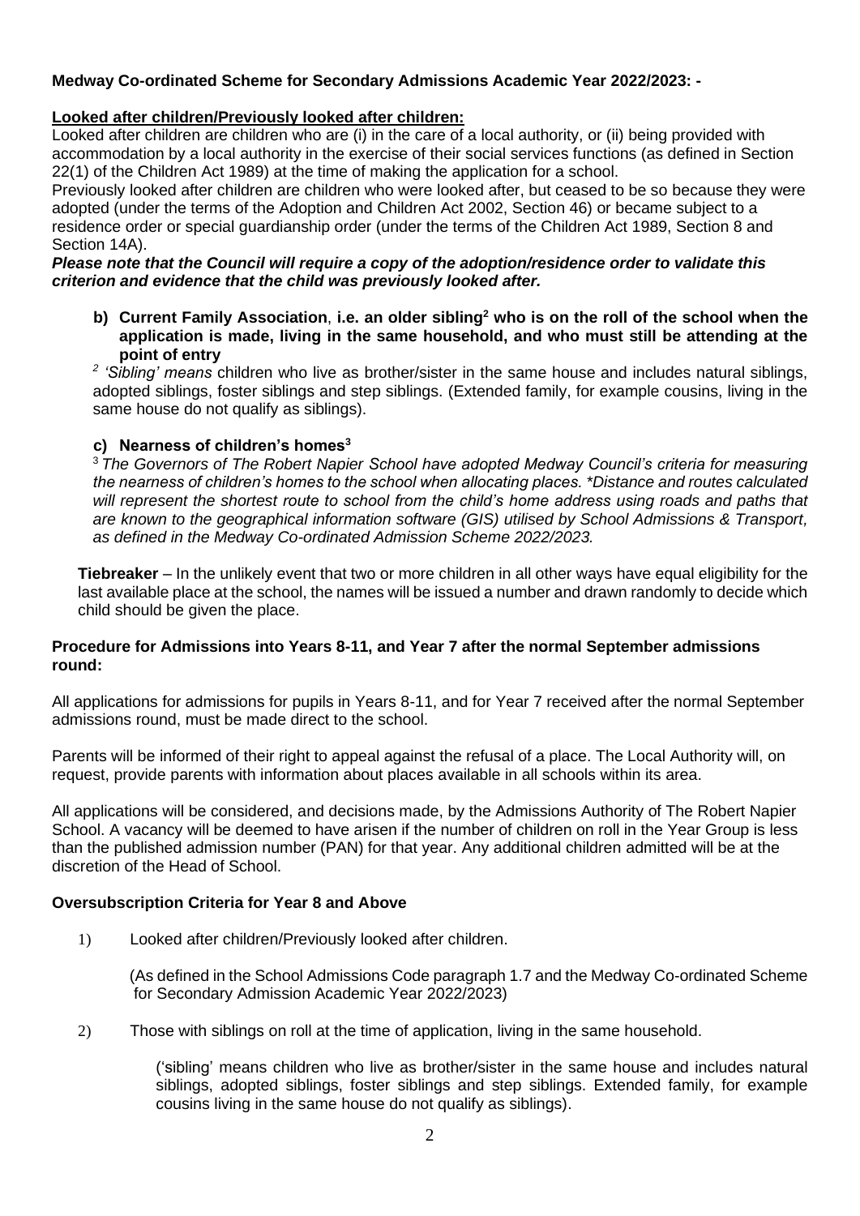**Medway Co-ordinated Scheme for Secondary Admissions Academic Year 2022/2023: -**

**Looked after children/Previously looked after children:**

Looked after children are children who are (i) in the care of a local authority, or (ii) being provided with accommodation by a local authority in the exercise of their social services functions (as defined in Section 22(1) of the Children Act 1989) at the time of making the application for a school.

Previously looked after children are children who were looked after, but ceased to be so because they were adopted (under the terms of the Adoption and Children Act 2002, Section 46) or became subject to a residence order or special guardianship order (under the terms of the Children Act 1989, Section 8 and Section 14A).

***Please note that the Council will require a copy of the adoption/residence order to validate this criterion and evidence that the child was previously looked after.***

**b) Current Family Association, i.e. an older sibling[2] who is on the roll of the school when the application is made, living in the same household, and who must still be attending at the point of entry**

[2] *'Sibling' means* children who live as brother/sister in the same house and includes natural siblings, adopted siblings, foster siblings and step siblings. (Extended family, for example cousins, living in the same house do not qualify as siblings).

**c) Nearness of children's homes[3]**

[3] *The Governors of The Robert Napier School have adopted Medway Council's criteria for measuring the nearness of children's homes to the school when allocating places. *Distance and routes calculated will represent the shortest route to school from the child's home address using roads and paths that are known to the geographical information software (GIS) utilised by School Admissions & Transport, as defined in the Medway Co-ordinated Admission Scheme 2022/2023.*

**Tiebreaker** – In the unlikely event that two or more children in all other ways have equal eligibility for the last available place at the school, the names will be issued a number and drawn randomly to decide which child should be given the place.

**Procedure for Admissions into Years 8-11, and Year 7 after the normal September admissions round:**

All applications for admissions for pupils in Years 8-11, and for Year 7 received after the normal September admissions round, must be made direct to the school.

Parents will be informed of their right to appeal against the refusal of a place. The Local Authority will, on request, provide parents with information about places available in all schools within its area.

All applications will be considered, and decisions made, by the Admissions Authority of The Robert Napier School. A vacancy will be deemed to have arisen if the number of children on roll in the Year Group is less than the published admission number (PAN) for that year. Any additional children admitted will be at the discretion of the Head of School.

**Oversubscription Criteria for Year 8 and Above**

1) Looked after children/Previously looked after children.

   (As defined in the School Admissions Code paragraph 1.7 and the Medway Co-ordinated Scheme for Secondary Admission Academic Year 2022/2023)

2) Those with siblings on roll at the time of application, living in the same household.

   ('sibling' means children who live as brother/sister in the same house and includes natural siblings, adopted siblings, foster siblings and step siblings. Extended family, for example cousins living in the same house do not qualify as siblings).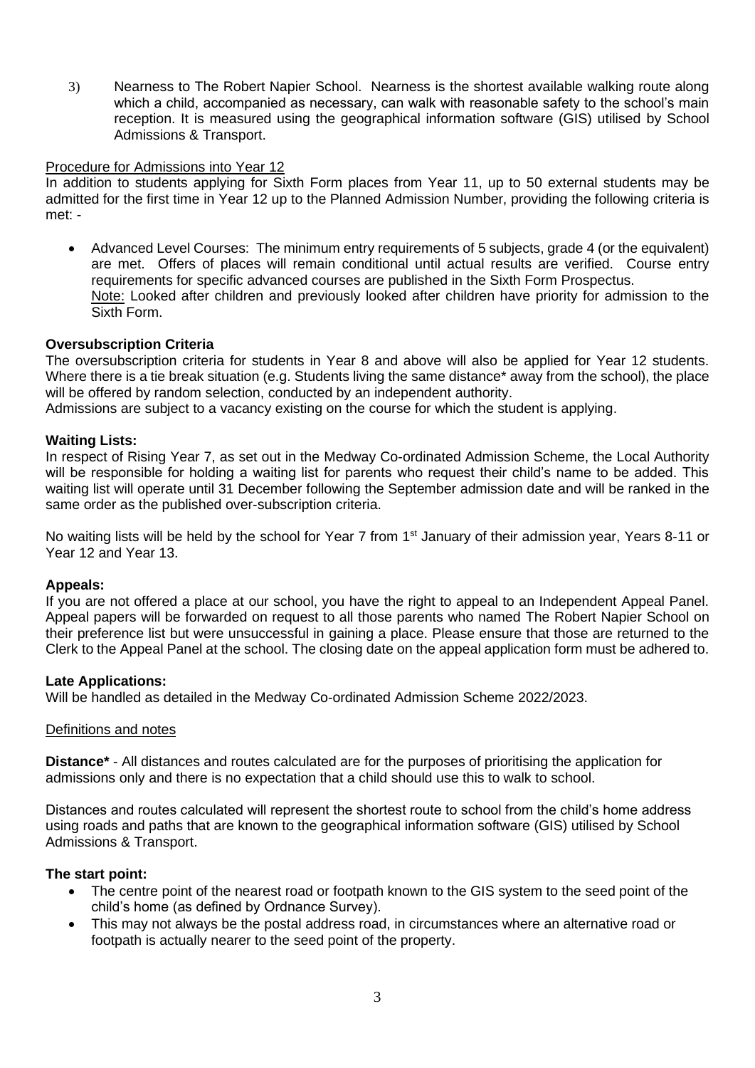3) Nearness to The Robert Napier School. Nearness is the shortest available walking route along which a child, accompanied as necessary, can walk with reasonable safety to the school's main reception. It is measured using the geographical information software (GIS) utilised by School Admissions & Transport.

Procedure for Admissions into Year 12

In addition to students applying for Sixth Form places from Year 11, up to 50 external students may be admitted for the first time in Year 12 up to the Planned Admission Number, providing the following criteria is met: -

- Advanced Level Courses: The minimum entry requirements of 5 subjects, grade 4 (or the equivalent) are met. Offers of places will remain conditional until actual results are verified. Course entry requirements for specific advanced courses are published in the Sixth Form Prospectus.
  Note: Looked after children and previously looked after children have priority for admission to the Sixth Form.

**Oversubscription Criteria**

The oversubscription criteria for students in Year 8 and above will also be applied for Year 12 students. Where there is a tie break situation (e.g. Students living the same distance* away from the school), the place will be offered by random selection, conducted by an independent authority.
Admissions are subject to a vacancy existing on the course for which the student is applying.

**Waiting Lists:**

In respect of Rising Year 7, as set out in the Medway Co-ordinated Admission Scheme, the Local Authority will be responsible for holding a waiting list for parents who request their child's name to be added. This waiting list will operate until 31 December following the September admission date and will be ranked in the same order as the published over-subscription criteria.

No waiting lists will be held by the school for Year 7 from 1st January of their admission year, Years 8-11 or Year 12 and Year 13.

**Appeals:**

If you are not offered a place at our school, you have the right to appeal to an Independent Appeal Panel. Appeal papers will be forwarded on request to all those parents who named The Robert Napier School on their preference list but were unsuccessful in gaining a place. Please ensure that those are returned to the Clerk to the Appeal Panel at the school. The closing date on the appeal application form must be adhered to.

**Late Applications:**

Will be handled as detailed in the Medway Co-ordinated Admission Scheme 2022/2023.

Definitions and notes

**Distance*** - All distances and routes calculated are for the purposes of prioritising the application for admissions only and there is no expectation that a child should use this to walk to school.

Distances and routes calculated will represent the shortest route to school from the child's home address using roads and paths that are known to the geographical information software (GIS) utilised by School Admissions & Transport.

**The start point:**

- The centre point of the nearest road or footpath known to the GIS system to the seed point of the child's home (as defined by Ordnance Survey).
- This may not always be the postal address road, in circumstances where an alternative road or footpath is actually nearer to the seed point of the property.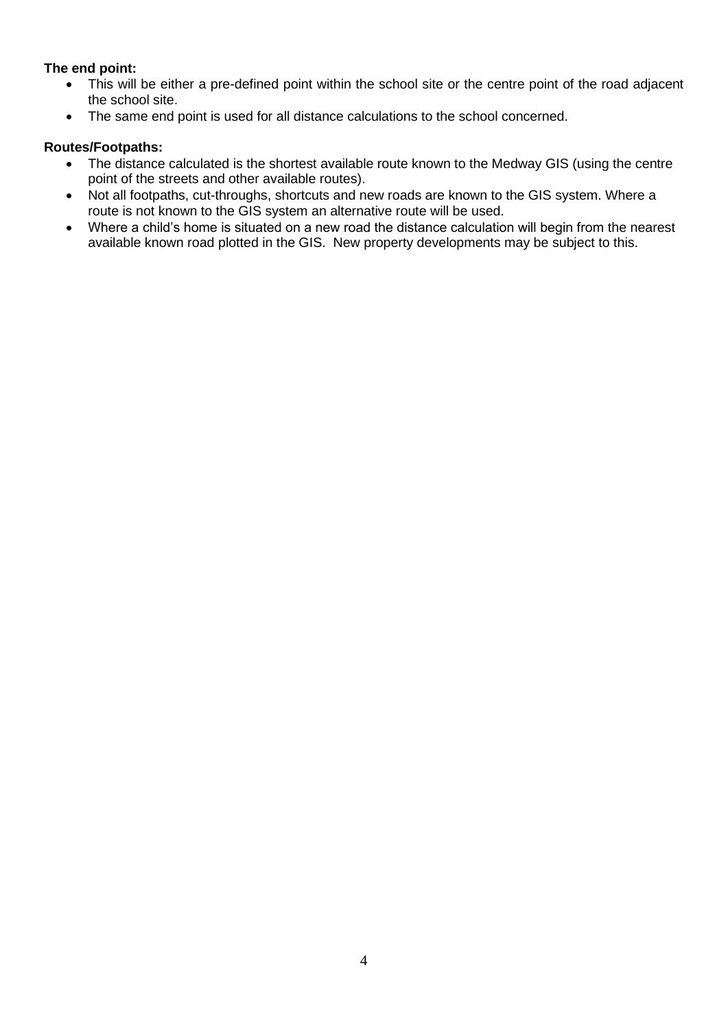**The end point:**

- This will be either a pre-defined point within the school site or the centre point of the road adjacent the school site.
- The same end point is used for all distance calculations to the school concerned.

**Routes/Footpaths:**

- The distance calculated is the shortest available route known to the Medway GIS (using the centre point of the streets and other available routes).
- Not all footpaths, cut-throughs, shortcuts and new roads are known to the GIS system. Where a route is not known to the GIS system an alternative route will be used.
- Where a child's home is situated on a new road the distance calculation will begin from the nearest available known road plotted in the GIS. New property developments may be subject to this.